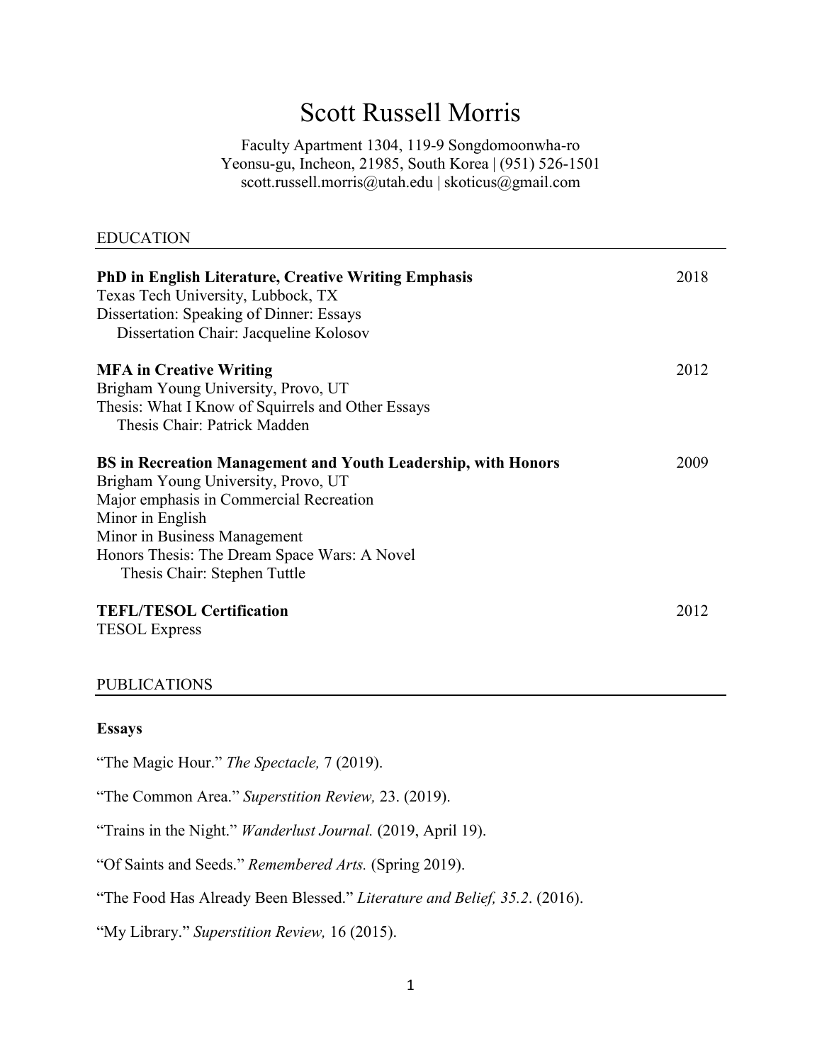# Scott Russell Morris

Faculty Apartment 1304, 119-9 Songdomoonwha-ro
Yeonsu-gu, Incheon, 21985, South Korea | (951) 526-1501
scott.russell.morris@utah.edu | skoticus@gmail.com

## EDUCATION

**PhD in English Literature, Creative Writing Emphasis** — 2018
Texas Tech University, Lubbock, TX
Dissertation: Speaking of Dinner: Essays
Dissertation Chair: Jacqueline Kolosov

**MFA in Creative Writing** — 2012
Brigham Young University, Provo, UT
Thesis: What I Know of Squirrels and Other Essays
Thesis Chair: Patrick Madden

**BS in Recreation Management and Youth Leadership, with Honors** — 2009
Brigham Young University, Provo, UT
Major emphasis in Commercial Recreation
Minor in English
Minor in Business Management
Honors Thesis: The Dream Space Wars: A Novel
Thesis Chair: Stephen Tuttle

**TEFL/TESOL Certification** — 2012
TESOL Express

## PUBLICATIONS

### Essays

"The Magic Hour." *The Spectacle,* 7 (2019).

"The Common Area." *Superstition Review,* 23. (2019).

"Trains in the Night." *Wanderlust Journal.* (2019, April 19).

"Of Saints and Seeds." *Remembered Arts.* (Spring 2019).

"The Food Has Already Been Blessed." *Literature and Belief, 35.2*. (2016).

"My Library." *Superstition Review,* 16 (2015).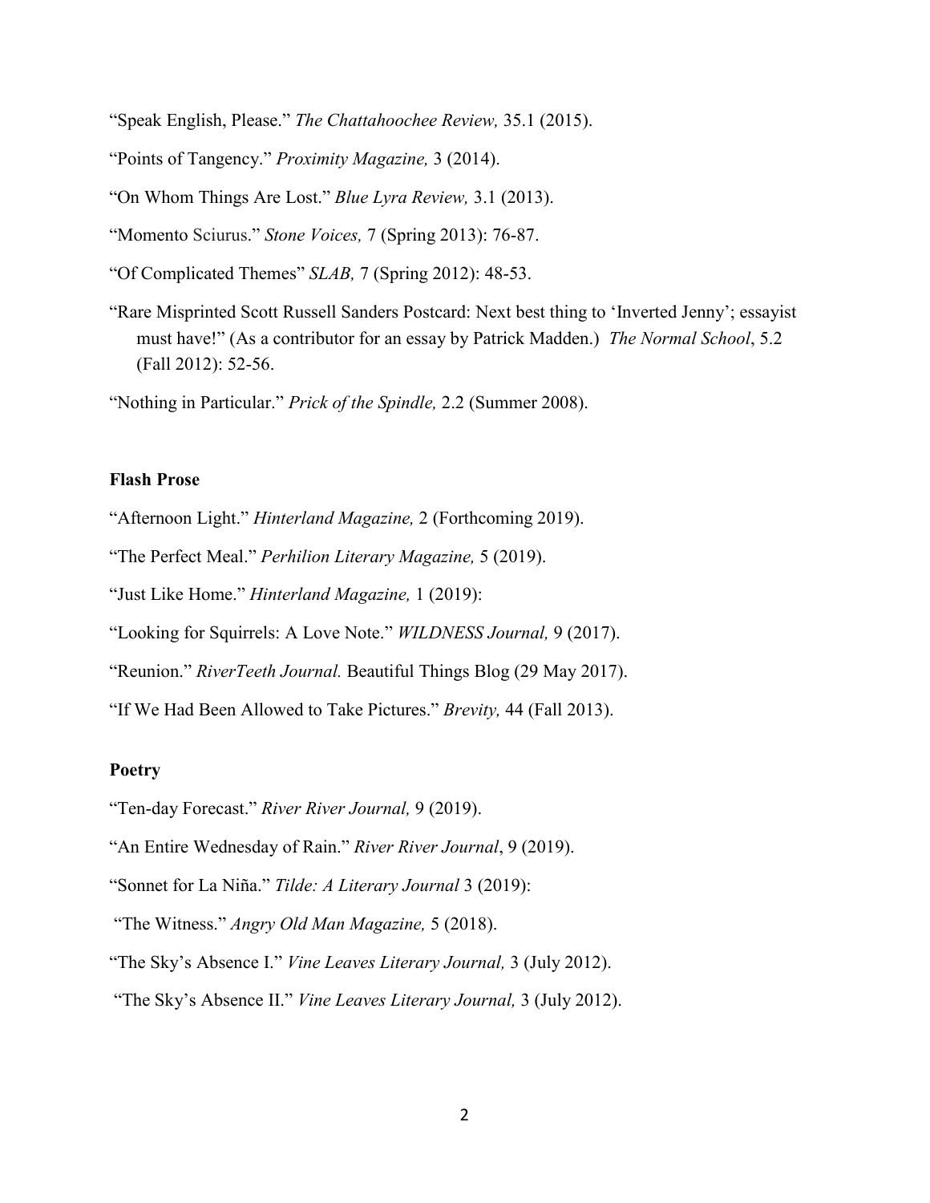"Speak English, Please." *The Chattahoochee Review,* 35.1 (2015).

"Points of Tangency." *Proximity Magazine,* 3 (2014).

"On Whom Things Are Lost." *Blue Lyra Review,* 3.1 (2013).

"Momento Sciurus." *Stone Voices,* 7 (Spring 2013): 76-87.

"Of Complicated Themes" *SLAB,* 7 (Spring 2012): 48-53.

"Rare Misprinted Scott Russell Sanders Postcard: Next best thing to 'Inverted Jenny'; essayist must have!" (As a contributor for an essay by Patrick Madden.) *The Normal School*, 5.2 (Fall 2012): 52-56.

"Nothing in Particular." *Prick of the Spindle,* 2.2 (Summer 2008).

**Flash Prose**

"Afternoon Light." *Hinterland Magazine,* 2 (Forthcoming 2019).

"The Perfect Meal." *Perhilion Literary Magazine,* 5 (2019).

"Just Like Home." *Hinterland Magazine,* 1 (2019):

"Looking for Squirrels: A Love Note." *WILDNESS Journal,* 9 (2017).

"Reunion." *RiverTeeth Journal.* Beautiful Things Blog (29 May 2017).

"If We Had Been Allowed to Take Pictures." *Brevity,* 44 (Fall 2013).

**Poetry**

"Ten-day Forecast." *River River Journal,* 9 (2019).

"An Entire Wednesday of Rain." *River River Journal*, 9 (2019).

"Sonnet for La Niña." *Tilde: A Literary Journal* 3 (2019):

"The Witness." *Angry Old Man Magazine,* 5 (2018).

"The Sky's Absence I." *Vine Leaves Literary Journal,* 3 (July 2012).

"The Sky's Absence II." *Vine Leaves Literary Journal,* 3 (July 2012).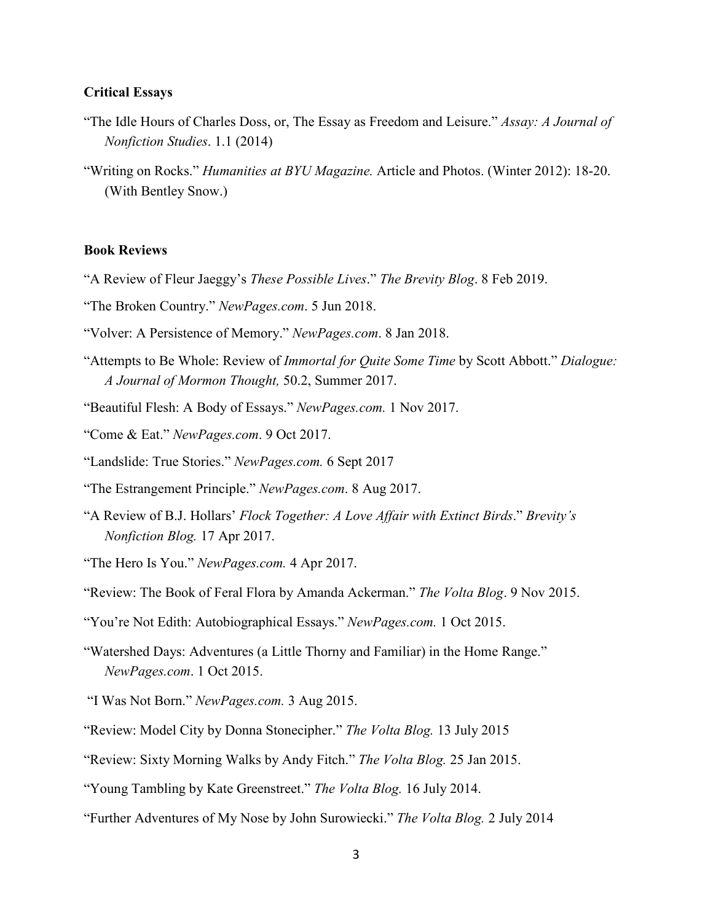**Critical Essays**

"The Idle Hours of Charles Doss, or, The Essay as Freedom and Leisure." *Assay: A Journal of Nonfiction Studies*. 1.1 (2014)

"Writing on Rocks." *Humanities at BYU Magazine.* Article and Photos. (Winter 2012): 18-20. (With Bentley Snow.)

**Book Reviews**

"A Review of Fleur Jaeggy's *These Possible Lives*." *The Brevity Blog*. 8 Feb 2019.

"The Broken Country." *NewPages.com*. 5 Jun 2018.

"Volver: A Persistence of Memory." *NewPages.com*. 8 Jan 2018.

"Attempts to Be Whole: Review of *Immortal for Quite Some Time* by Scott Abbott." *Dialogue: A Journal of Mormon Thought,* 50.2, Summer 2017.

"Beautiful Flesh: A Body of Essays." *NewPages.com.* 1 Nov 2017.

"Come & Eat." *NewPages.com*. 9 Oct 2017.

"Landslide: True Stories." *NewPages.com.* 6 Sept 2017

"The Estrangement Principle." *NewPages.com*. 8 Aug 2017.

"A Review of B.J. Hollars' *Flock Together: A Love Affair with Extinct Birds*." *Brevity's Nonfiction Blog.* 17 Apr 2017.

"The Hero Is You." *NewPages.com.* 4 Apr 2017.

"Review: The Book of Feral Flora by Amanda Ackerman." *The Volta Blog*. 9 Nov 2015.

"You're Not Edith: Autobiographical Essays." *NewPages.com.* 1 Oct 2015.

"Watershed Days: Adventures (a Little Thorny and Familiar) in the Home Range." *NewPages.com*. 1 Oct 2015.

"I Was Not Born." *NewPages.com.* 3 Aug 2015.

"Review: Model City by Donna Stonecipher." *The Volta Blog.* 13 July 2015

"Review: Sixty Morning Walks by Andy Fitch." *The Volta Blog.* 25 Jan 2015.

"Young Tambling by Kate Greenstreet." *The Volta Blog.* 16 July 2014.

"Further Adventures of My Nose by John Surowiecki." *The Volta Blog.* 2 July 2014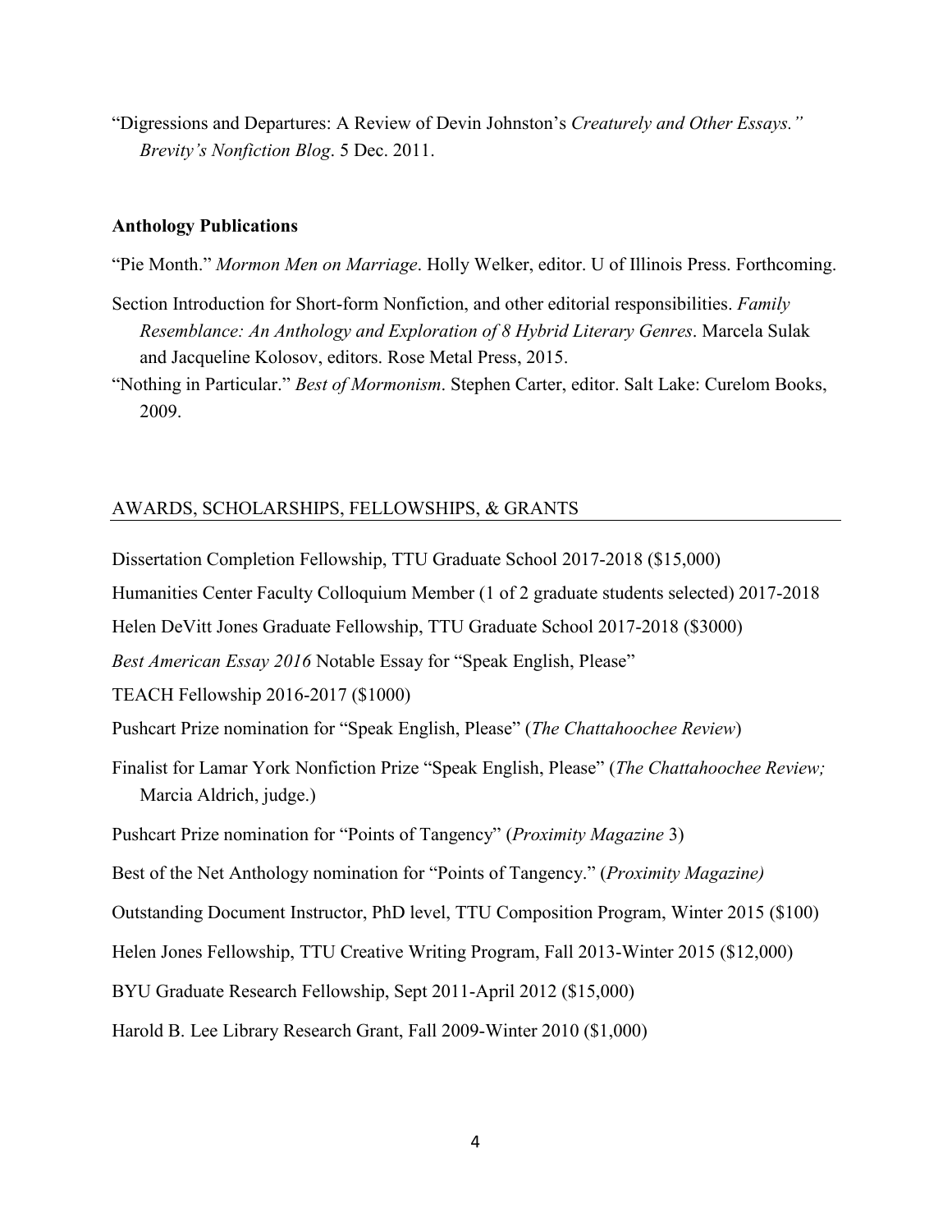"Digressions and Departures: A Review of Devin Johnston's *Creaturely and Other Essays." Brevity's Nonfiction Blog*. 5 Dec. 2011.

### Anthology Publications

"Pie Month." *Mormon Men on Marriage*. Holly Welker, editor. U of Illinois Press. Forthcoming.

Section Introduction for Short-form Nonfiction, and other editorial responsibilities. *Family Resemblance: An Anthology and Exploration of 8 Hybrid Literary Genres*. Marcela Sulak and Jacqueline Kolosov, editors. Rose Metal Press, 2015.

"Nothing in Particular." *Best of Mormonism*. Stephen Carter, editor. Salt Lake: Curelom Books, 2009.

## AWARDS, SCHOLARSHIPS, FELLOWSHIPS, & GRANTS

Dissertation Completion Fellowship, TTU Graduate School 2017-2018 ($15,000)

Humanities Center Faculty Colloquium Member (1 of 2 graduate students selected) 2017-2018

Helen DeVitt Jones Graduate Fellowship, TTU Graduate School 2017-2018 ($3000)

*Best American Essay 2016* Notable Essay for "Speak English, Please"

TEACH Fellowship 2016-2017 ($1000)

Pushcart Prize nomination for "Speak English, Please" (*The Chattahoochee Review*)

Finalist for Lamar York Nonfiction Prize "Speak English, Please" (*The Chattahoochee Review;* Marcia Aldrich, judge.)

Pushcart Prize nomination for "Points of Tangency" (*Proximity Magazine* 3)

Best of the Net Anthology nomination for "Points of Tangency." (*Proximity Magazine)*

Outstanding Document Instructor, PhD level, TTU Composition Program, Winter 2015 ($100)

Helen Jones Fellowship, TTU Creative Writing Program, Fall 2013-Winter 2015 ($12,000)

BYU Graduate Research Fellowship, Sept 2011-April 2012 ($15,000)

Harold B. Lee Library Research Grant, Fall 2009-Winter 2010 ($1,000)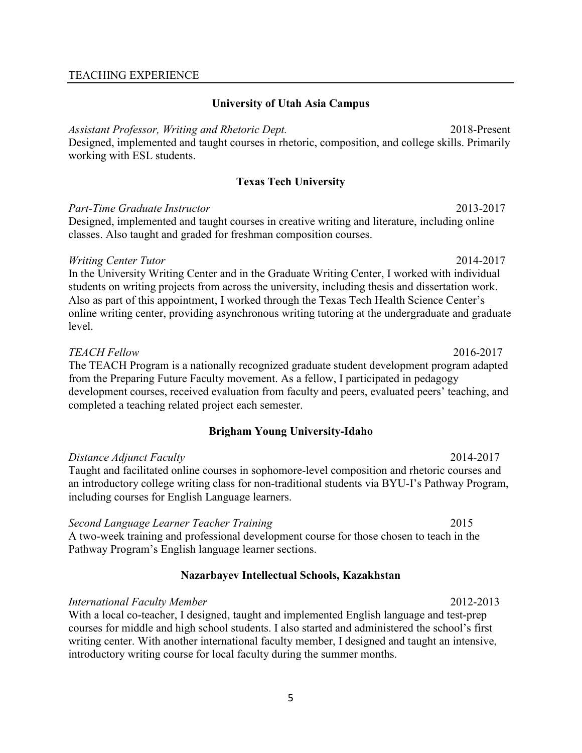## TEACHING EXPERIENCE

### University of Utah Asia Campus

*Assistant Professor, Writing and Rhetoric Dept.* 2018-Present
Designed, implemented and taught courses in rhetoric, composition, and college skills. Primarily working with ESL students.

### Texas Tech University

*Part-Time Graduate Instructor* 2013-2017
Designed, implemented and taught courses in creative writing and literature, including online classes. Also taught and graded for freshman composition courses.

*Writing Center Tutor* 2014-2017
In the University Writing Center and in the Graduate Writing Center, I worked with individual students on writing projects from across the university, including thesis and dissertation work. Also as part of this appointment, I worked through the Texas Tech Health Science Center's online writing center, providing asynchronous writing tutoring at the undergraduate and graduate level.

*TEACH Fellow* 2016-2017
The TEACH Program is a nationally recognized graduate student development program adapted from the Preparing Future Faculty movement. As a fellow, I participated in pedagogy development courses, received evaluation from faculty and peers, evaluated peers' teaching, and completed a teaching related project each semester.

### Brigham Young University-Idaho

*Distance Adjunct Faculty* 2014-2017
Taught and facilitated online courses in sophomore-level composition and rhetoric courses and an introductory college writing class for non-traditional students via BYU-I's Pathway Program, including courses for English Language learners.

*Second Language Learner Teacher Training* 2015
A two-week training and professional development course for those chosen to teach in the Pathway Program's English language learner sections.

### Nazarbayev Intellectual Schools, Kazakhstan

*International Faculty Member* 2012-2013
With a local co-teacher, I designed, taught and implemented English language and test-prep courses for middle and high school students. I also started and administered the school's first writing center. With another international faculty member, I designed and taught an intensive, introductory writing course for local faculty during the summer months.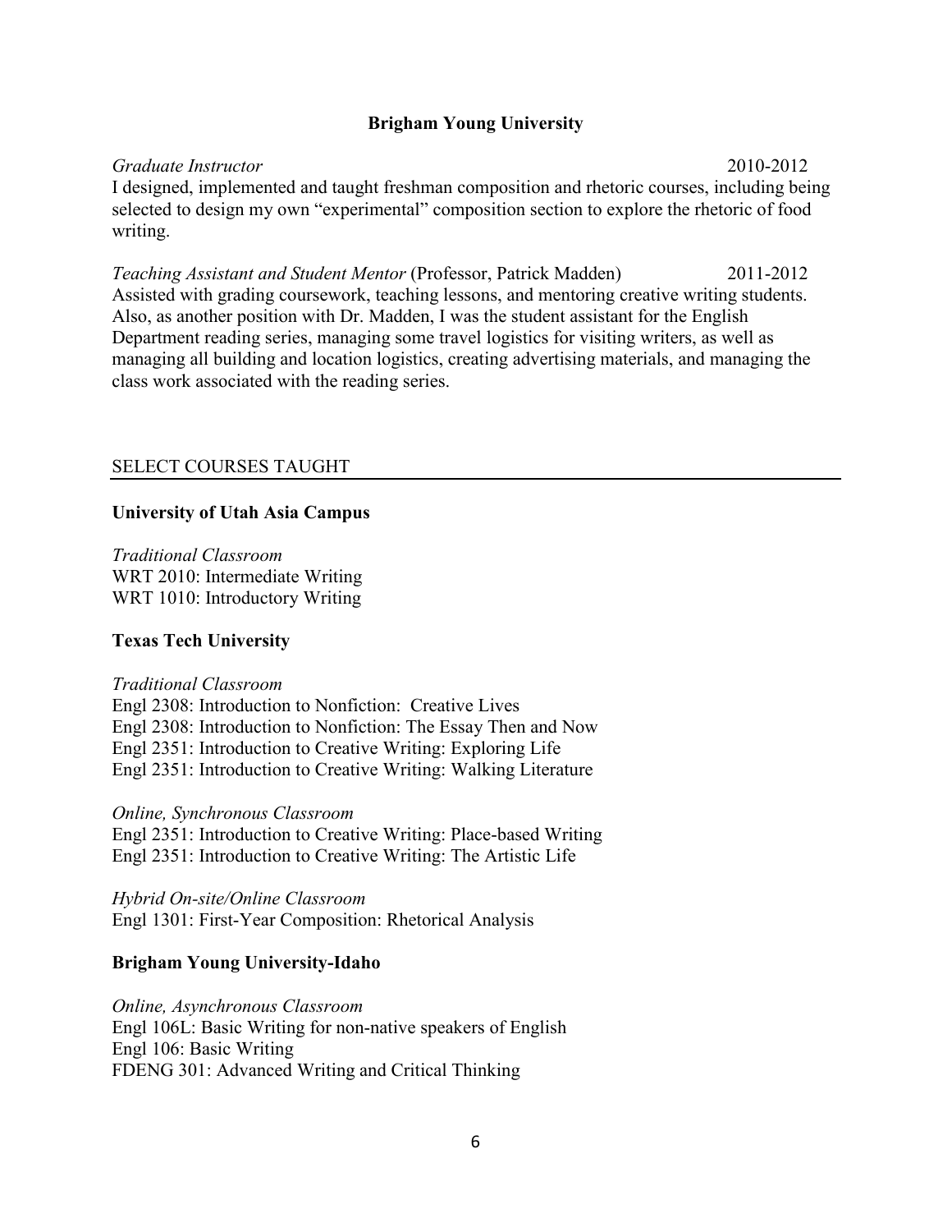### Brigham Young University

*Graduate Instructor* 2010-2012

I designed, implemented and taught freshman composition and rhetoric courses, including being selected to design my own "experimental" composition section to explore the rhetoric of food writing.

*Teaching Assistant and Student Mentor* (Professor, Patrick Madden) 2011-2012

Assisted with grading coursework, teaching lessons, and mentoring creative writing students. Also, as another position with Dr. Madden, I was the student assistant for the English Department reading series, managing some travel logistics for visiting writers, as well as managing all building and location logistics, creating advertising materials, and managing the class work associated with the reading series.

## SELECT COURSES TAUGHT

### University of Utah Asia Campus

*Traditional Classroom*
WRT 2010: Intermediate Writing
WRT 1010: Introductory Writing

### Texas Tech University

*Traditional Classroom*
Engl 2308: Introduction to Nonfiction: Creative Lives
Engl 2308: Introduction to Nonfiction: The Essay Then and Now
Engl 2351: Introduction to Creative Writing: Exploring Life
Engl 2351: Introduction to Creative Writing: Walking Literature

*Online, Synchronous Classroom*
Engl 2351: Introduction to Creative Writing: Place-based Writing
Engl 2351: Introduction to Creative Writing: The Artistic Life

*Hybrid On-site/Online Classroom*
Engl 1301: First-Year Composition: Rhetorical Analysis

### Brigham Young University-Idaho

*Online, Asynchronous Classroom*
Engl 106L: Basic Writing for non-native speakers of English
Engl 106: Basic Writing
FDENG 301: Advanced Writing and Critical Thinking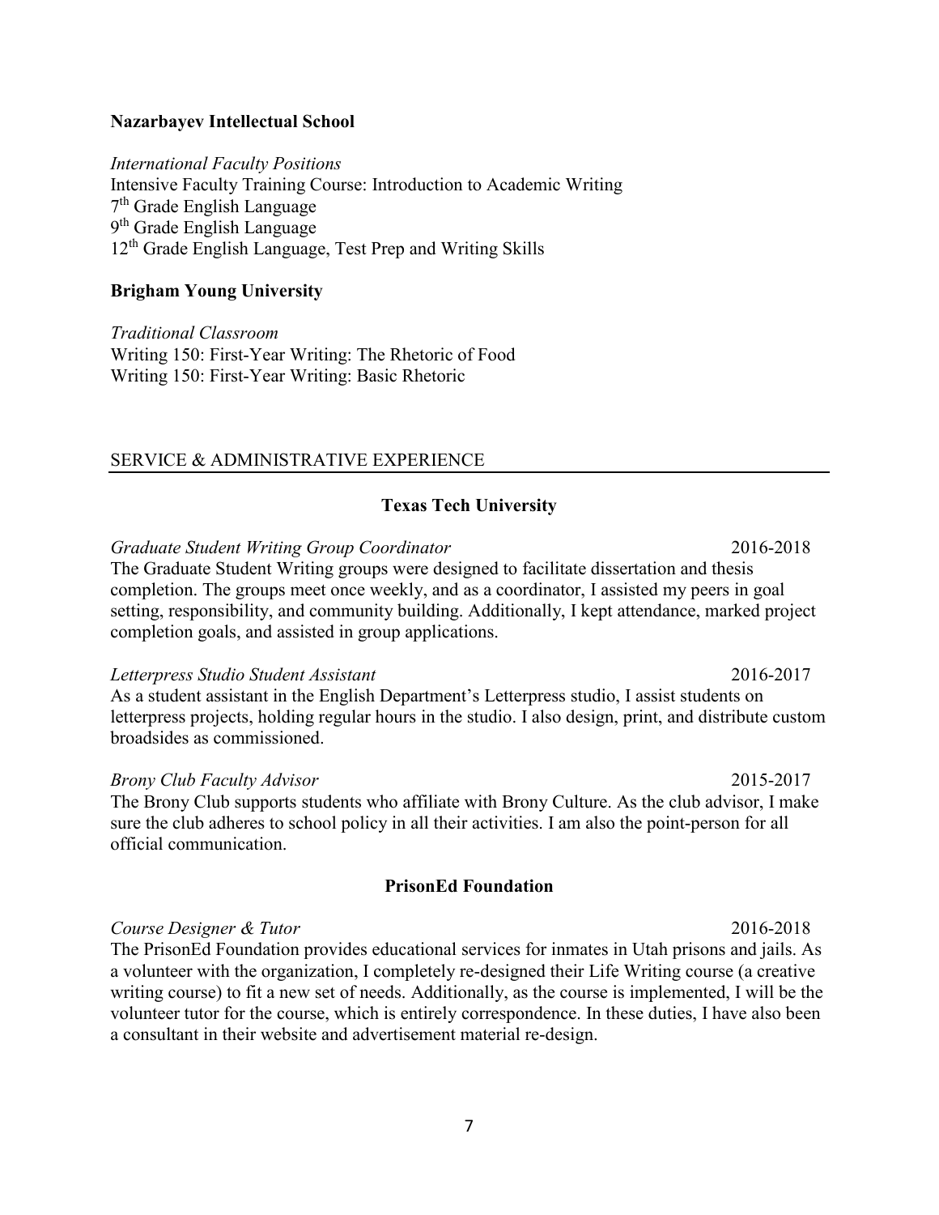**Nazarbayev Intellectual School**

*International Faculty Positions*
Intensive Faculty Training Course: Introduction to Academic Writing
7th Grade English Language
9th Grade English Language
12th Grade English Language, Test Prep and Writing Skills

**Brigham Young University**

*Traditional Classroom*
Writing 150: First-Year Writing: The Rhetoric of Food
Writing 150: First-Year Writing: Basic Rhetoric

## SERVICE & ADMINISTRATIVE EXPERIENCE

**Texas Tech University**

*Graduate Student Writing Group Coordinator* 2016-2018
The Graduate Student Writing groups were designed to facilitate dissertation and thesis completion. The groups meet once weekly, and as a coordinator, I assisted my peers in goal setting, responsibility, and community building. Additionally, I kept attendance, marked project completion goals, and assisted in group applications.

*Letterpress Studio Student Assistant* 2016-2017
As a student assistant in the English Department's Letterpress studio, I assist students on letterpress projects, holding regular hours in the studio. I also design, print, and distribute custom broadsides as commissioned.

*Brony Club Faculty Advisor* 2015-2017
The Brony Club supports students who affiliate with Brony Culture. As the club advisor, I make sure the club adheres to school policy in all their activities. I am also the point-person for all official communication.

**PrisonEd Foundation**

*Course Designer & Tutor* 2016-2018
The PrisonEd Foundation provides educational services for inmates in Utah prisons and jails. As a volunteer with the organization, I completely re-designed their Life Writing course (a creative writing course) to fit a new set of needs. Additionally, as the course is implemented, I will be the volunteer tutor for the course, which is entirely correspondence. In these duties, I have also been a consultant in their website and advertisement material re-design.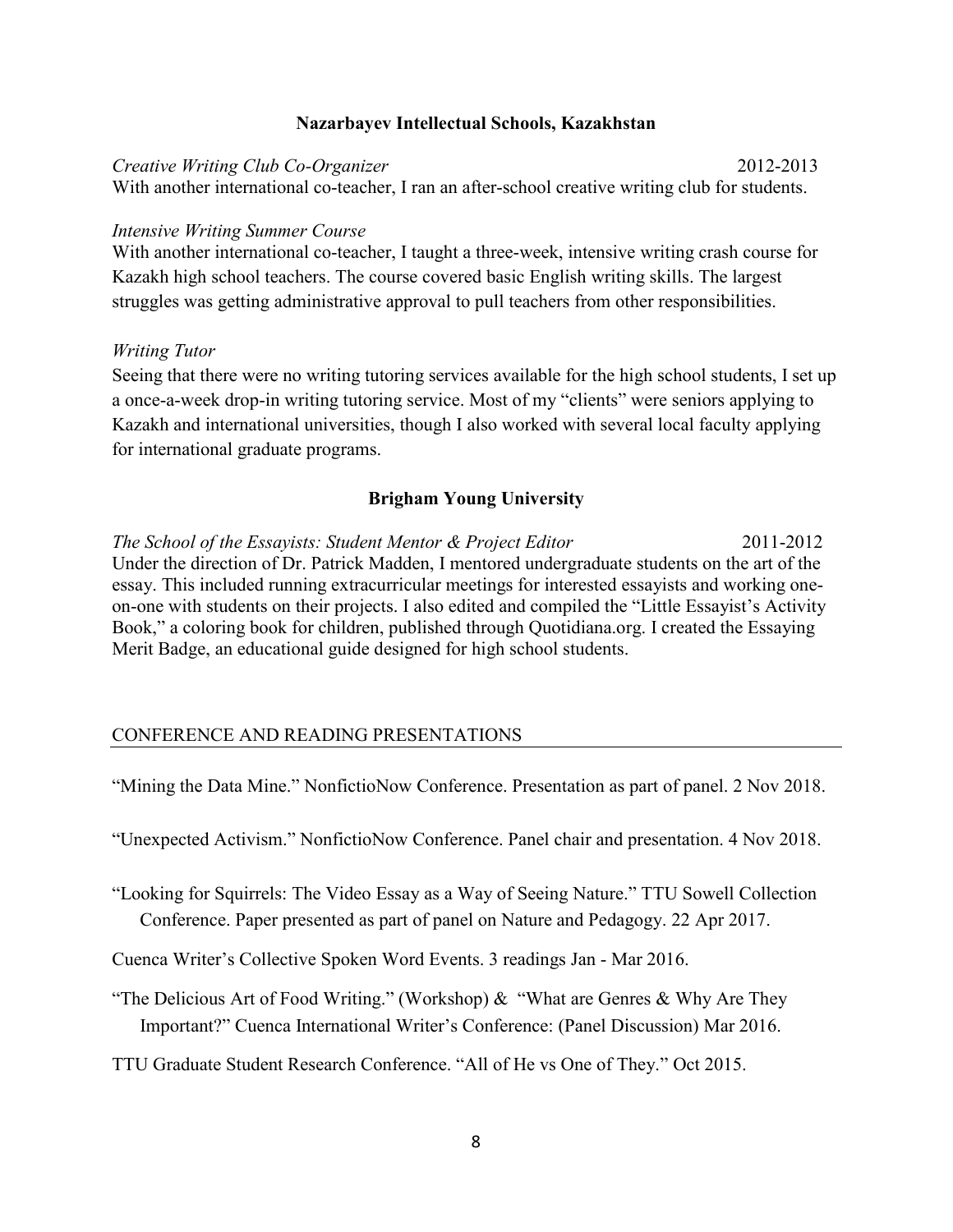### Nazarbayev Intellectual Schools, Kazakhstan

*Creative Writing Club Co-Organizer* 2012-2013
With another international co-teacher, I ran an after-school creative writing club for students.

*Intensive Writing Summer Course*
With another international co-teacher, I taught a three-week, intensive writing crash course for Kazakh high school teachers. The course covered basic English writing skills. The largest struggles was getting administrative approval to pull teachers from other responsibilities.

*Writing Tutor*
Seeing that there were no writing tutoring services available for the high school students, I set up a once-a-week drop-in writing tutoring service. Most of my "clients" were seniors applying to Kazakh and international universities, though I also worked with several local faculty applying for international graduate programs.

### Brigham Young University

*The School of the Essayists: Student Mentor & Project Editor* 2011-2012
Under the direction of Dr. Patrick Madden, I mentored undergraduate students on the art of the essay. This included running extracurricular meetings for interested essayists and working one-on-one with students on their projects. I also edited and compiled the "Little Essayist's Activity Book," a coloring book for children, published through Quotidiana.org. I created the Essaying Merit Badge, an educational guide designed for high school students.

## CONFERENCE AND READING PRESENTATIONS

"Mining the Data Mine." NonfictioNow Conference. Presentation as part of panel. 2 Nov 2018.

"Unexpected Activism." NonfictioNow Conference. Panel chair and presentation. 4 Nov 2018.

"Looking for Squirrels: The Video Essay as a Way of Seeing Nature." TTU Sowell Collection Conference. Paper presented as part of panel on Nature and Pedagogy. 22 Apr 2017.

Cuenca Writer's Collective Spoken Word Events. 3 readings Jan - Mar 2016.

"The Delicious Art of Food Writing." (Workshop) & "What are Genres & Why Are They Important?" Cuenca International Writer's Conference: (Panel Discussion) Mar 2016.

TTU Graduate Student Research Conference. "All of He vs One of They." Oct 2015.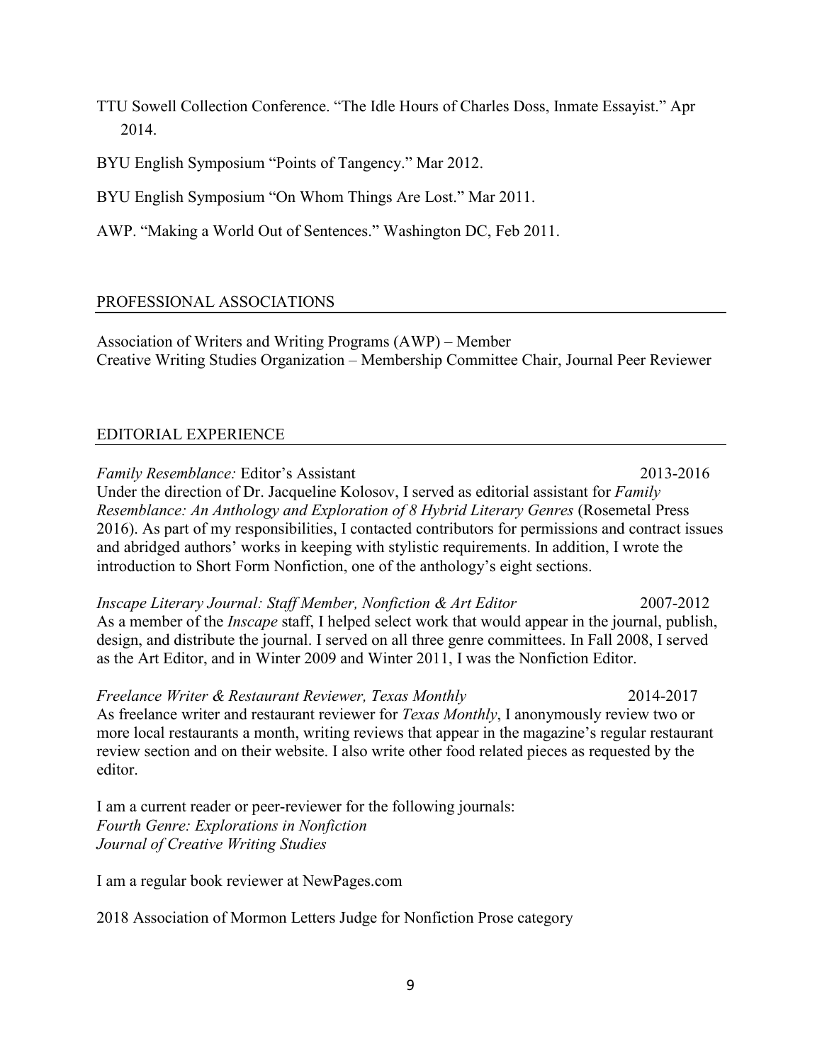TTU Sowell Collection Conference. "The Idle Hours of Charles Doss, Inmate Essayist." Apr 2014.

BYU English Symposium "Points of Tangency." Mar 2012.

BYU English Symposium "On Whom Things Are Lost." Mar 2011.

AWP. "Making a World Out of Sentences." Washington DC, Feb 2011.

## PROFESSIONAL ASSOCIATIONS

Association of Writers and Writing Programs (AWP) – Member
Creative Writing Studies Organization – Membership Committee Chair, Journal Peer Reviewer

## EDITORIAL EXPERIENCE

*Family Resemblance:* Editor's Assistant 2013-2016
Under the direction of Dr. Jacqueline Kolosov, I served as editorial assistant for *Family Resemblance: An Anthology and Exploration of 8 Hybrid Literary Genres* (Rosemetal Press 2016). As part of my responsibilities, I contacted contributors for permissions and contract issues and abridged authors' works in keeping with stylistic requirements. In addition, I wrote the introduction to Short Form Nonfiction, one of the anthology's eight sections.

*Inscape Literary Journal: Staff Member, Nonfiction & Art Editor* 2007-2012
As a member of the *Inscape* staff, I helped select work that would appear in the journal, publish, design, and distribute the journal. I served on all three genre committees. In Fall 2008, I served as the Art Editor, and in Winter 2009 and Winter 2011, I was the Nonfiction Editor.

*Freelance Writer & Restaurant Reviewer, Texas Monthly* 2014-2017
As freelance writer and restaurant reviewer for *Texas Monthly*, I anonymously review two or more local restaurants a month, writing reviews that appear in the magazine's regular restaurant review section and on their website. I also write other food related pieces as requested by the editor.

I am a current reader or peer-reviewer for the following journals:
*Fourth Genre: Explorations in Nonfiction*
*Journal of Creative Writing Studies*

I am a regular book reviewer at NewPages.com

2018 Association of Mormon Letters Judge for Nonfiction Prose category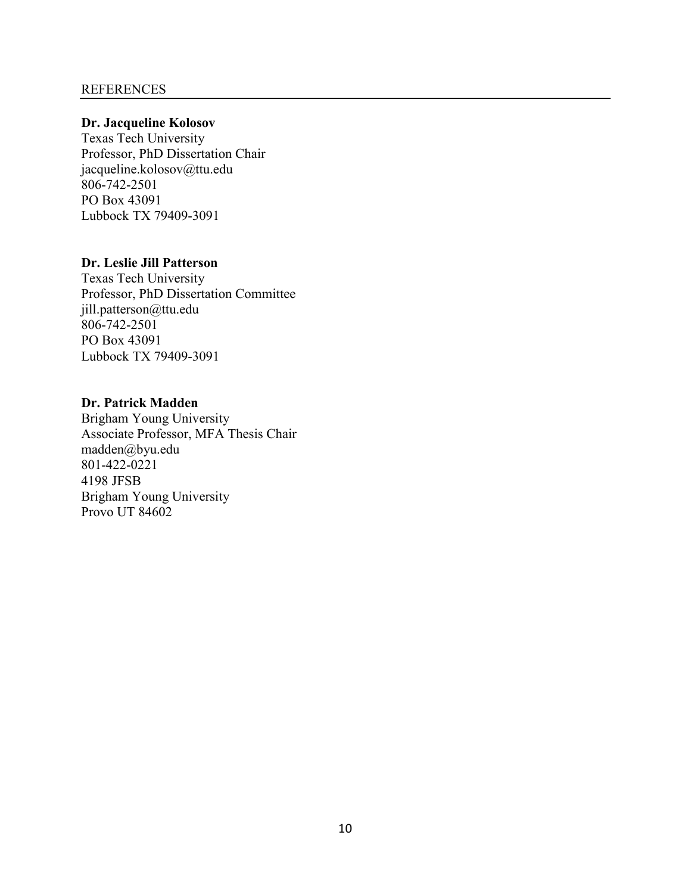## REFERENCES

**Dr. Jacqueline Kolosov**
Texas Tech University
Professor, PhD Dissertation Chair
jacqueline.kolosov@ttu.edu
806-742-2501
PO Box 43091
Lubbock TX 79409-3091

**Dr. Leslie Jill Patterson**
Texas Tech University
Professor, PhD Dissertation Committee
jill.patterson@ttu.edu
806-742-2501
PO Box 43091
Lubbock TX 79409-3091

**Dr. Patrick Madden**
Brigham Young University
Associate Professor, MFA Thesis Chair
madden@byu.edu
801-422-0221
4198 JFSB
Brigham Young University
Provo UT 84602